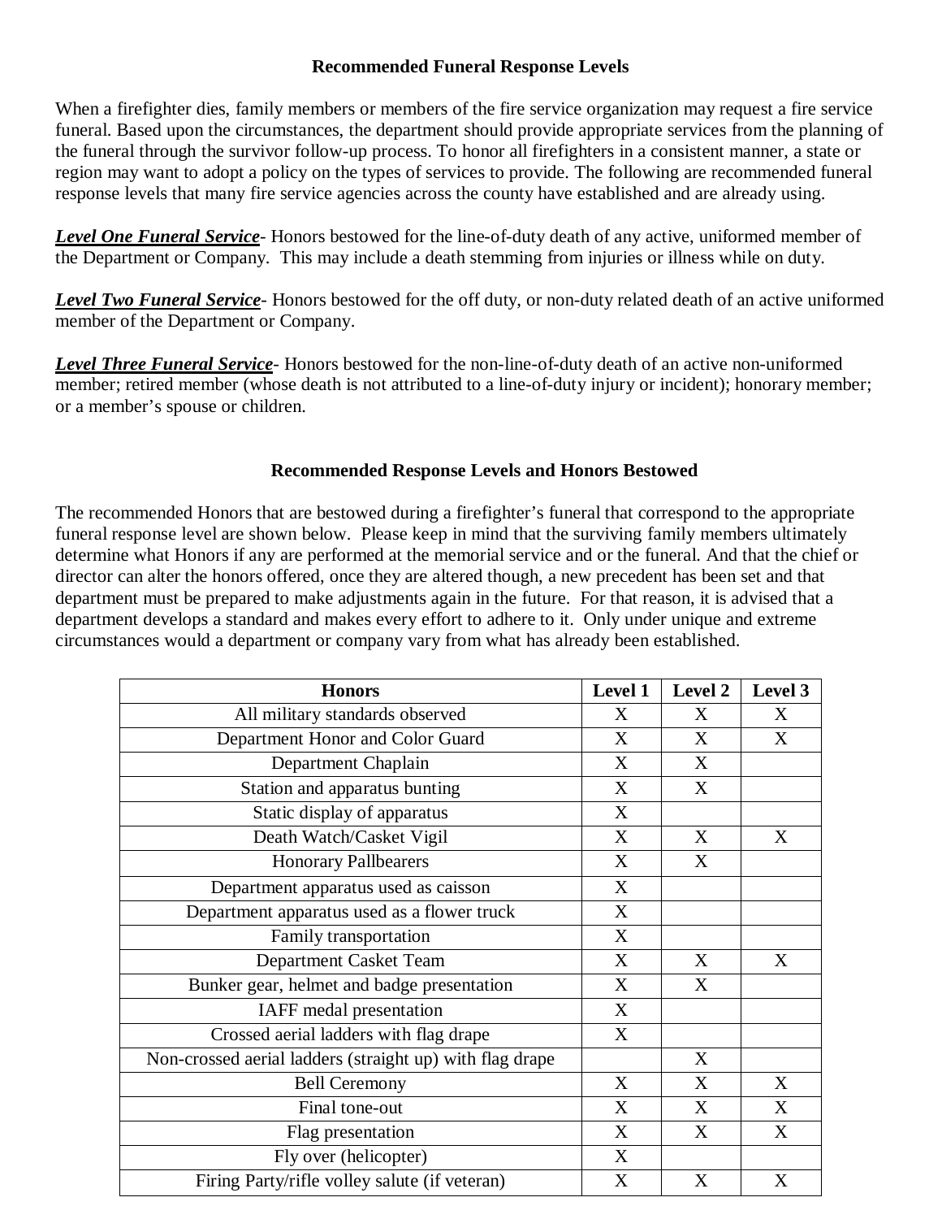## Recommended Funeral Response Levels

When a firefighter dies, family members or members of the fire service organization may request a fire service funeral. Based upon the circumstances, the department should provide appropriate services from the planning of the funeral through the survivor follow-up process. To honor all firefighters in a consistent manner, a state or region may want to adopt a policy on the types of services to provide. The following are recommended funeral response levels that many fire service agencies across the county have established and are already using.

***Level One Funeral Service***- Honors bestowed for the line-of-duty death of any active, uniformed member of the Department or Company. This may include a death stemming from injuries or illness while on duty.

***Level Two Funeral Service***- Honors bestowed for the off duty, or non-duty related death of an active uniformed member of the Department or Company.

***Level Three Funeral Service***- Honors bestowed for the non-line-of-duty death of an active non-uniformed member; retired member (whose death is not attributed to a line-of-duty injury or incident); honorary member; or a member's spouse or children.

## Recommended Response Levels and Honors Bestowed

The recommended Honors that are bestowed during a firefighter's funeral that correspond to the appropriate funeral response level are shown below. Please keep in mind that the surviving family members ultimately determine what Honors if any are performed at the memorial service and or the funeral. And that the chief or director can alter the honors offered, once they are altered though, a new precedent has been set and that department must be prepared to make adjustments again in the future. For that reason, it is advised that a department develops a standard and makes every effort to adhere to it. Only under unique and extreme circumstances would a department or company vary from what has already been established.

| Honors | Level 1 | Level 2 | Level 3 |
|---|---|---|---|
| All military standards observed | X | X | X |
| Department Honor and Color Guard | X | X | X |
| Department Chaplain | X | X | |
| Station and apparatus bunting | X | X | |
| Static display of apparatus | X | | |
| Death Watch/Casket Vigil | X | X | X |
| Honorary Pallbearers | X | X | |
| Department apparatus used as caisson | X | | |
| Department apparatus used as a flower truck | X | | |
| Family transportation | X | | |
| Department Casket Team | X | X | X |
| Bunker gear, helmet and badge presentation | X | X | |
| IAFF medal presentation | X | | |
| Crossed aerial ladders with flag drape | X | | |
| Non-crossed aerial ladders (straight up) with flag drape | | X | |
| Bell Ceremony | X | X | X |
| Final tone-out | X | X | X |
| Flag presentation | X | X | X |
| Fly over (helicopter) | X | | |
| Firing Party/rifle volley salute (if veteran) | X | X | X |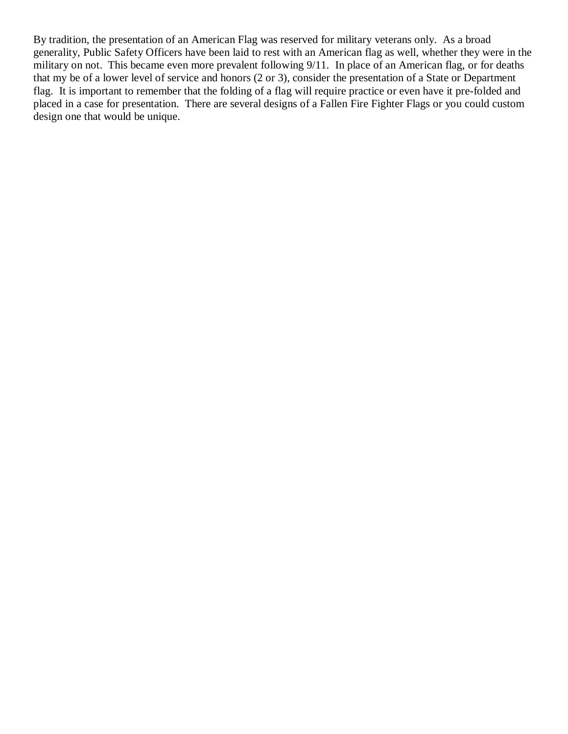By tradition, the presentation of an American Flag was reserved for military veterans only. As a broad generality, Public Safety Officers have been laid to rest with an American flag as well, whether they were in the military on not. This became even more prevalent following 9/11. In place of an American flag, or for deaths that my be of a lower level of service and honors (2 or 3), consider the presentation of a State or Department flag. It is important to remember that the folding of a flag will require practice or even have it pre-folded and placed in a case for presentation. There are several designs of a Fallen Fire Fighter Flags or you could custom design one that would be unique.